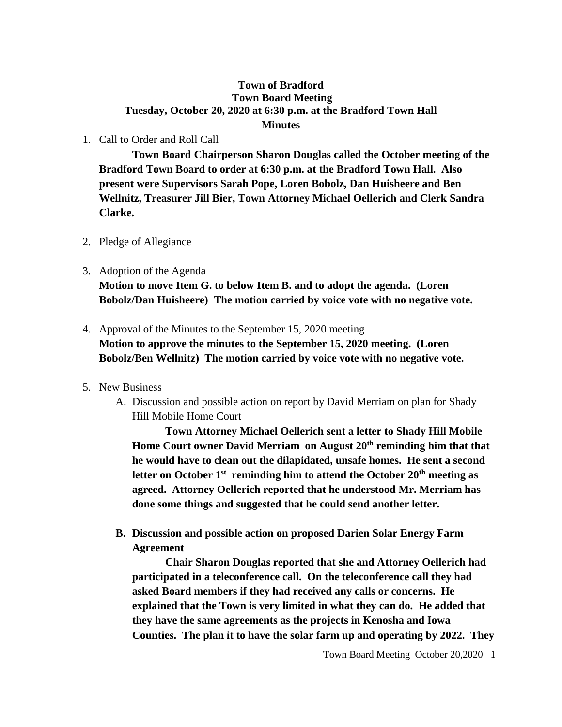**Town of Bradford**
**Town Board Meeting**
**Tuesday, October 20, 2020 at 6:30 p.m. at the Bradford Town Hall**
**Minutes**

1. Call to Order and Roll Call

   **Town Board Chairperson Sharon Douglas called the October meeting of the Bradford Town Board to order at 6:30 p.m. at the Bradford Town Hall. Also present were Supervisors Sarah Pope, Loren Bobolz, Dan Huisheere and Ben Wellnitz, Treasurer Jill Bier, Town Attorney Michael Oellerich and Clerk Sandra Clarke.**

2. Pledge of Allegiance

3. Adoption of the Agenda

   **Motion to move Item G. to below Item B. and to adopt the agenda. (Loren Bobolz/Dan Huisheere) The motion carried by voice vote with no negative vote.**

4. Approval of the Minutes to the September 15, 2020 meeting

   **Motion to approve the minutes to the September 15, 2020 meeting. (Loren Bobolz/Ben Wellnitz) The motion carried by voice vote with no negative vote.**

5. New Business

   A. Discussion and possible action on report by David Merriam on plan for Shady Hill Mobile Home Court

      **Town Attorney Michael Oellerich sent a letter to Shady Hill Mobile Home Court owner David Merriam on August 20th reminding him that that he would have to clean out the dilapidated, unsafe homes. He sent a second letter on October 1st reminding him to attend the October 20th meeting as agreed. Attorney Oellerich reported that he understood Mr. Merriam has done some things and suggested that he could send another letter.**

   **B. Discussion and possible action on proposed Darien Solar Energy Farm Agreement**

      **Chair Sharon Douglas reported that she and Attorney Oellerich had participated in a teleconference call. On the teleconference call they had asked Board members if they had received any calls or concerns. He explained that the Town is very limited in what they can do. He added that they have the same agreements as the projects in Kenosha and Iowa Counties. The plan it to have the solar farm up and operating by 2022. They**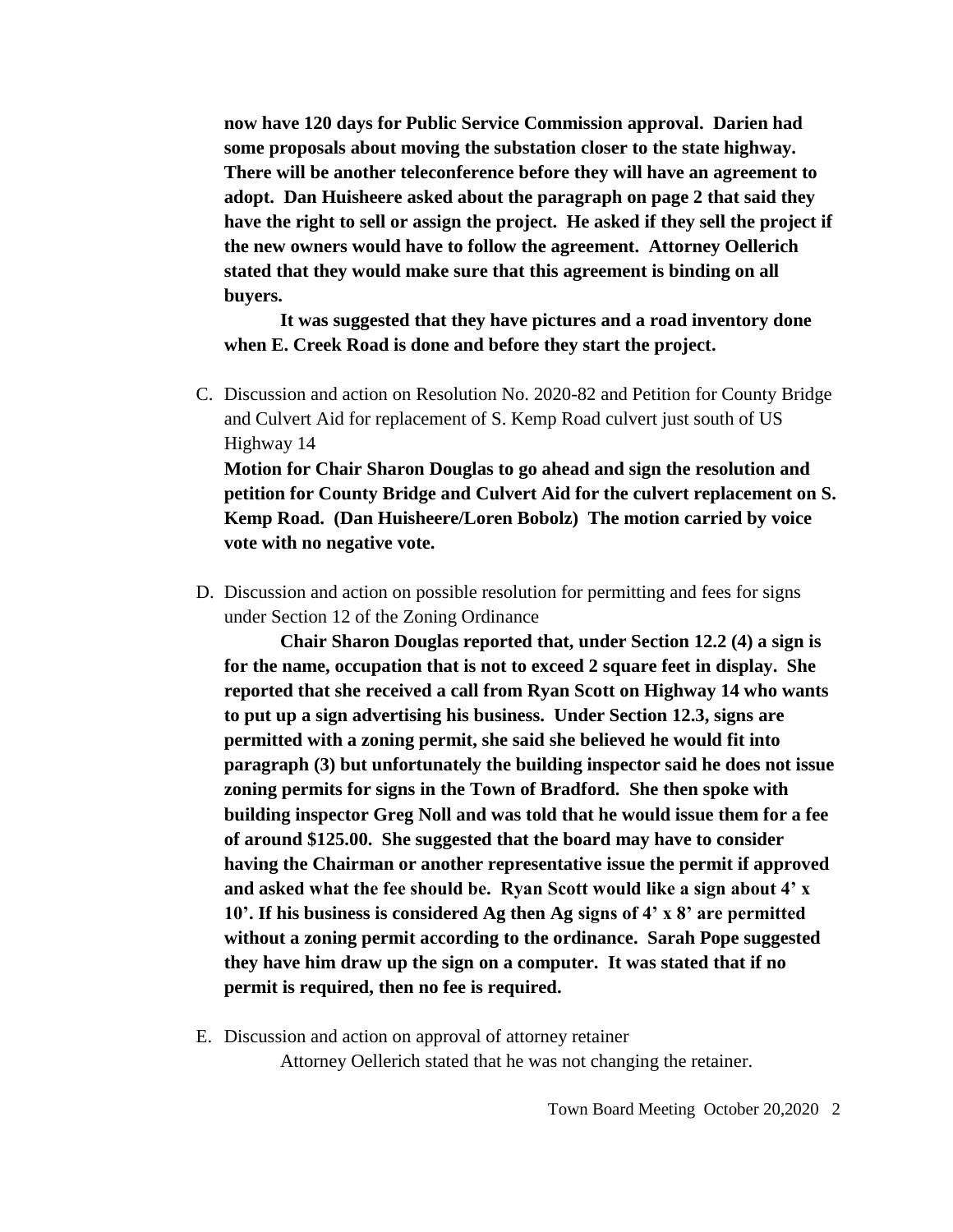**now have 120 days for Public Service Commission approval. Darien had some proposals about moving the substation closer to the state highway. There will be another teleconference before they will have an agreement to adopt. Dan Huisheere asked about the paragraph on page 2 that said they have the right to sell or assign the project. He asked if they sell the project if the new owners would have to follow the agreement. Attorney Oellerich stated that they would make sure that this agreement is binding on all buyers.**

**It was suggested that they have pictures and a road inventory done when E. Creek Road is done and before they start the project.**

C. Discussion and action on Resolution No. 2020-82 and Petition for County Bridge and Culvert Aid for replacement of S. Kemp Road culvert just south of US Highway 14

**Motion for Chair Sharon Douglas to go ahead and sign the resolution and petition for County Bridge and Culvert Aid for the culvert replacement on S. Kemp Road. (Dan Huisheere/Loren Bobolz) The motion carried by voice vote with no negative vote.**

D. Discussion and action on possible resolution for permitting and fees for signs under Section 12 of the Zoning Ordinance

**Chair Sharon Douglas reported that, under Section 12.2 (4) a sign is for the name, occupation that is not to exceed 2 square feet in display. She reported that she received a call from Ryan Scott on Highway 14 who wants to put up a sign advertising his business. Under Section 12.3, signs are permitted with a zoning permit, she said she believed he would fit into paragraph (3) but unfortunately the building inspector said he does not issue zoning permits for signs in the Town of Bradford. She then spoke with building inspector Greg Noll and was told that he would issue them for a fee of around $125.00. She suggested that the board may have to consider having the Chairman or another representative issue the permit if approved and asked what the fee should be. Ryan Scott would like a sign about 4' x 10'. If his business is considered Ag then Ag signs of 4' x 8' are permitted without a zoning permit according to the ordinance. Sarah Pope suggested they have him draw up the sign on a computer. It was stated that if no permit is required, then no fee is required.**

E. Discussion and action on approval of attorney retainer

Attorney Oellerich stated that he was not changing the retainer.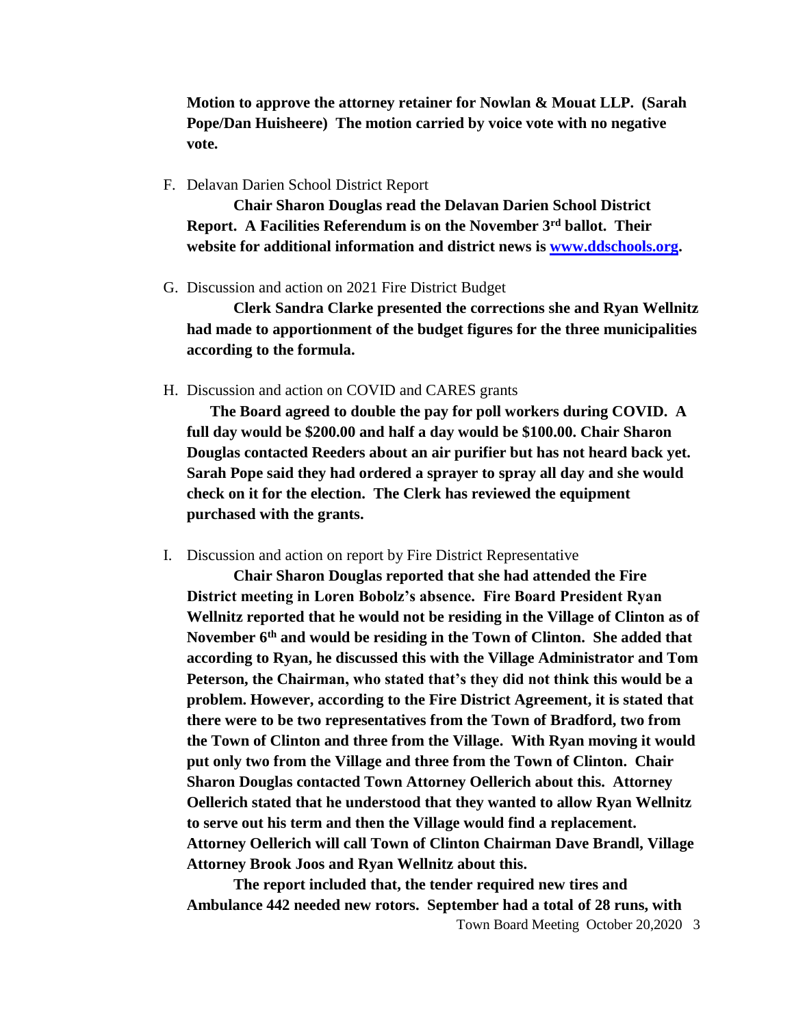**Motion to approve the attorney retainer for Nowlan & Mouat LLP. (Sarah Pope/Dan Huisheere) The motion carried by voice vote with no negative vote.**

F. Delavan Darien School District Report

**Chair Sharon Douglas read the Delavan Darien School District Report. A Facilities Referendum is on the November 3rd ballot. Their website for additional information and district news is [www.ddschools.org](http://www.ddschools.org).**

G. Discussion and action on 2021 Fire District Budget

**Clerk Sandra Clarke presented the corrections she and Ryan Wellnitz had made to apportionment of the budget figures for the three municipalities according to the formula.**

H. Discussion and action on COVID and CARES grants

**The Board agreed to double the pay for poll workers during COVID. A full day would be $200.00 and half a day would be $100.00. Chair Sharon Douglas contacted Reeders about an air purifier but has not heard back yet. Sarah Pope said they had ordered a sprayer to spray all day and she would check on it for the election. The Clerk has reviewed the equipment purchased with the grants.**

I. Discussion and action on report by Fire District Representative

**Chair Sharon Douglas reported that she had attended the Fire District meeting in Loren Bobolz's absence. Fire Board President Ryan Wellnitz reported that he would not be residing in the Village of Clinton as of November 6th and would be residing in the Town of Clinton. She added that according to Ryan, he discussed this with the Village Administrator and Tom Peterson, the Chairman, who stated that's they did not think this would be a problem. However, according to the Fire District Agreement, it is stated that there were to be two representatives from the Town of Bradford, two from the Town of Clinton and three from the Village. With Ryan moving it would put only two from the Village and three from the Town of Clinton. Chair Sharon Douglas contacted Town Attorney Oellerich about this. Attorney Oellerich stated that he understood that they wanted to allow Ryan Wellnitz to serve out his term and then the Village would find a replacement. Attorney Oellerich will call Town of Clinton Chairman Dave Brandl, Village Attorney Brook Joos and Ryan Wellnitz about this.**

**The report included that, the tender required new tires and Ambulance 442 needed new rotors. September had a total of 28 runs, with**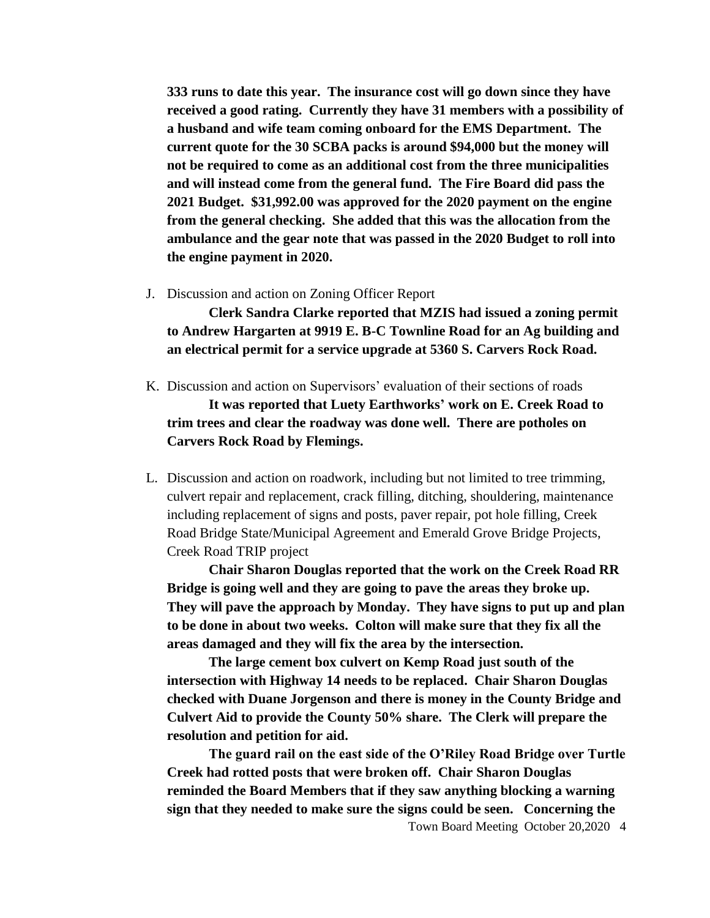**333 runs to date this year. The insurance cost will go down since they have received a good rating. Currently they have 31 members with a possibility of a husband and wife team coming onboard for the EMS Department. The current quote for the 30 SCBA packs is around $94,000 but the money will not be required to come as an additional cost from the three municipalities and will instead come from the general fund. The Fire Board did pass the 2021 Budget. $31,992.00 was approved for the 2020 payment on the engine from the general checking. She added that this was the allocation from the ambulance and the gear note that was passed in the 2020 Budget to roll into the engine payment in 2020.**

J. Discussion and action on Zoning Officer Report

   **Clerk Sandra Clarke reported that MZIS had issued a zoning permit to Andrew Hargarten at 9919 E. B-C Townline Road for an Ag building and an electrical permit for a service upgrade at 5360 S. Carvers Rock Road.**

K. Discussion and action on Supervisors' evaluation of their sections of roads

   **It was reported that Luety Earthworks' work on E. Creek Road to trim trees and clear the roadway was done well. There are potholes on Carvers Rock Road by Flemings.**

L. Discussion and action on roadwork, including but not limited to tree trimming, culvert repair and replacement, crack filling, ditching, shouldering, maintenance including replacement of signs and posts, paver repair, pot hole filling, Creek Road Bridge State/Municipal Agreement and Emerald Grove Bridge Projects, Creek Road TRIP project

   **Chair Sharon Douglas reported that the work on the Creek Road RR Bridge is going well and they are going to pave the areas they broke up. They will pave the approach by Monday. They have signs to put up and plan to be done in about two weeks. Colton will make sure that they fix all the areas damaged and they will fix the area by the intersection.**

   **The large cement box culvert on Kemp Road just south of the intersection with Highway 14 needs to be replaced. Chair Sharon Douglas checked with Duane Jorgenson and there is money in the County Bridge and Culvert Aid to provide the County 50% share. The Clerk will prepare the resolution and petition for aid.**

   **The guard rail on the east side of the O'Riley Road Bridge over Turtle Creek had rotted posts that were broken off. Chair Sharon Douglas reminded the Board Members that if they saw anything blocking a warning sign that they needed to make sure the signs could be seen. Concerning the**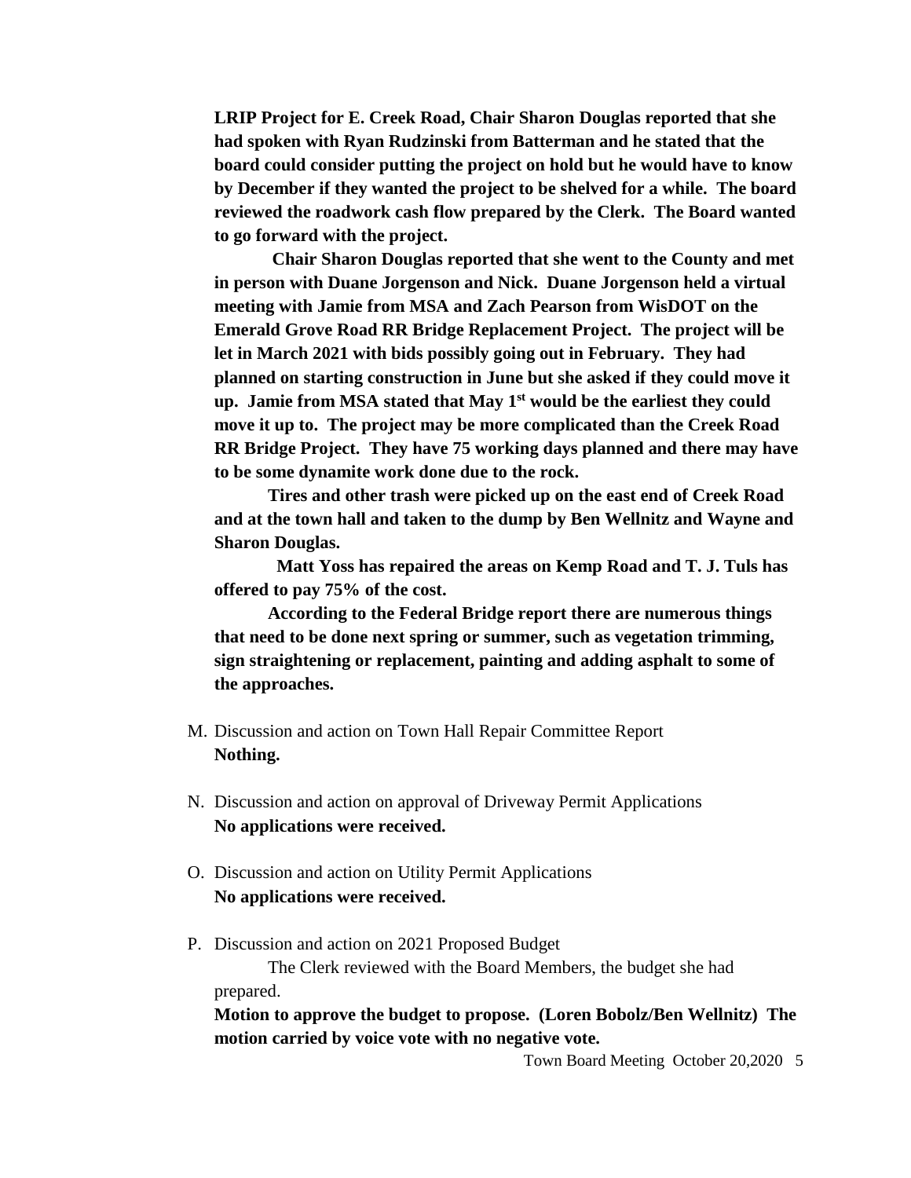**LRIP Project for E. Creek Road, Chair Sharon Douglas reported that she had spoken with Ryan Rudzinski from Batterman and he stated that the board could consider putting the project on hold but he would have to know by December if they wanted the project to be shelved for a while. The board reviewed the roadwork cash flow prepared by the Clerk. The Board wanted to go forward with the project.**

**Chair Sharon Douglas reported that she went to the County and met in person with Duane Jorgenson and Nick. Duane Jorgenson held a virtual meeting with Jamie from MSA and Zach Pearson from WisDOT on the Emerald Grove Road RR Bridge Replacement Project. The project will be let in March 2021 with bids possibly going out in February. They had planned on starting construction in June but she asked if they could move it up. Jamie from MSA stated that May 1st would be the earliest they could move it up to. The project may be more complicated than the Creek Road RR Bridge Project. They have 75 working days planned and there may have to be some dynamite work done due to the rock.**

**Tires and other trash were picked up on the east end of Creek Road and at the town hall and taken to the dump by Ben Wellnitz and Wayne and Sharon Douglas.**

**Matt Yoss has repaired the areas on Kemp Road and T. J. Tuls has offered to pay 75% of the cost.**

**According to the Federal Bridge report there are numerous things that need to be done next spring or summer, such as vegetation trimming, sign straightening or replacement, painting and adding asphalt to some of the approaches.**

M. Discussion and action on Town Hall Repair Committee Report
   **Nothing.**

N. Discussion and action on approval of Driveway Permit Applications
   **No applications were received.**

O. Discussion and action on Utility Permit Applications
   **No applications were received.**

P. Discussion and action on 2021 Proposed Budget
   The Clerk reviewed with the Board Members, the budget she had prepared.
   **Motion to approve the budget to propose. (Loren Bobolz/Ben Wellnitz) The motion carried by voice vote with no negative vote.**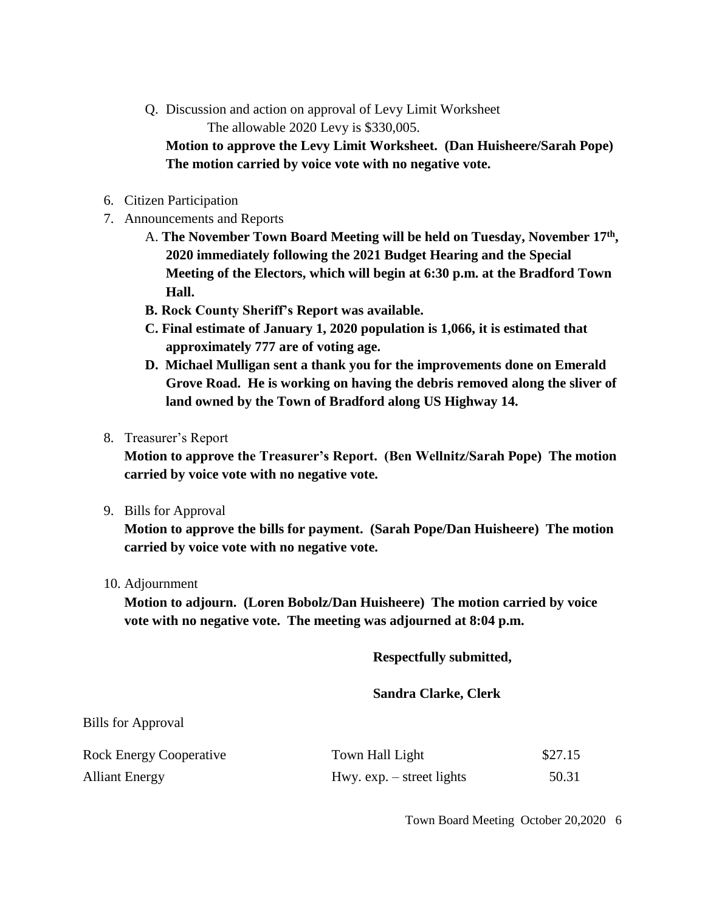Q. Discussion and action on approval of Levy Limit Worksheet

The allowable 2020 Levy is $330,005.

**Motion to approve the Levy Limit Worksheet. (Dan Huisheere/Sarah Pope) The motion carried by voice vote with no negative vote.**

6. Citizen Participation
7. Announcements and Reports
   A. **The November Town Board Meeting will be held on Tuesday, November 17th, 2020 immediately following the 2021 Budget Hearing and the Special Meeting of the Electors, which will begin at 6:30 p.m. at the Bradford Town Hall.**
   **B. Rock County Sheriff's Report was available.**
   **C. Final estimate of January 1, 2020 population is 1,066, it is estimated that approximately 777 are of voting age.**
   **D. Michael Mulligan sent a thank you for the improvements done on Emerald Grove Road. He is working on having the debris removed along the sliver of land owned by the Town of Bradford along US Highway 14.**
8. Treasurer's Report

   **Motion to approve the Treasurer's Report. (Ben Wellnitz/Sarah Pope) The motion carried by voice vote with no negative vote.**
9. Bills for Approval

   **Motion to approve the bills for payment. (Sarah Pope/Dan Huisheere) The motion carried by voice vote with no negative vote.**
10. Adjournment

    **Motion to adjourn. (Loren Bobolz/Dan Huisheere) The motion carried by voice vote with no negative vote. The meeting was adjourned at 8:04 p.m.**

**Respectfully submitted,**

**Sandra Clarke, Clerk**

Bills for Approval

| | | |
|---|---|---|
| Rock Energy Cooperative | Town Hall Light | $27.15 |
| Alliant Energy | Hwy. exp. – street lights | 50.31 |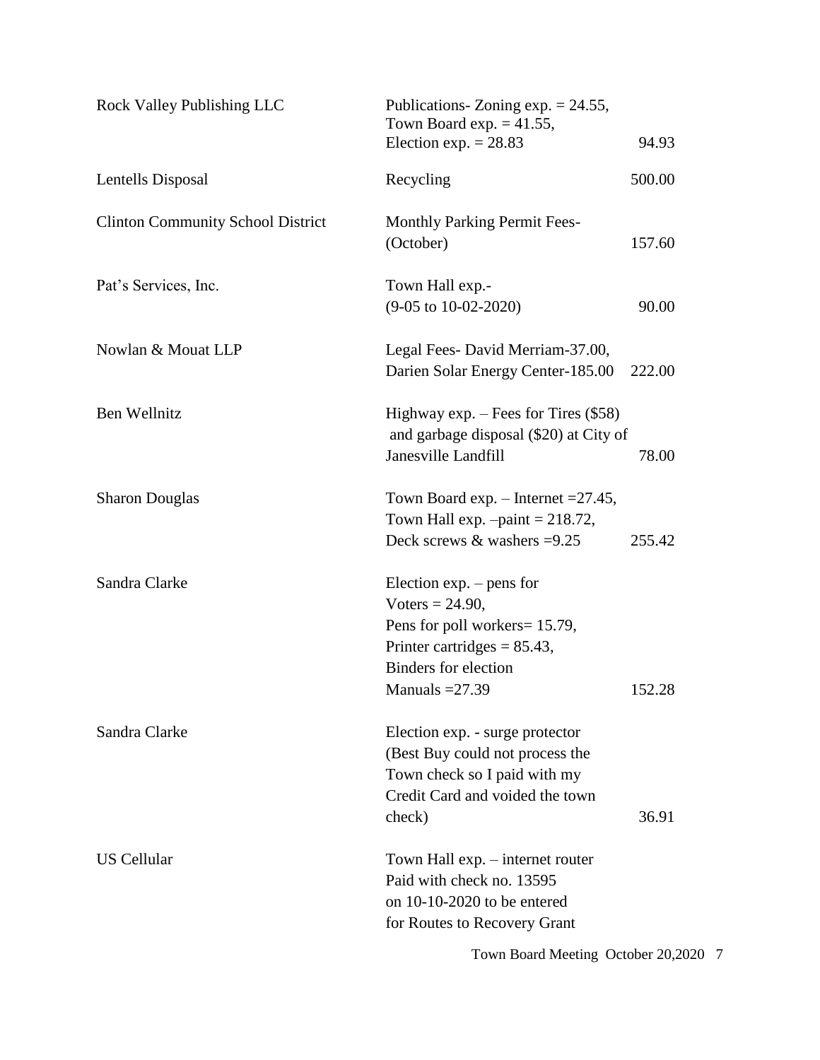| | | |
|---|---|---|
| Rock Valley Publishing LLC | Publications- Zoning exp. = 24.55, Town Board exp. = 41.55, Election exp. = 28.83 | 94.93 |
| Lentells Disposal | Recycling | 500.00 |
| Clinton Community School District | Monthly Parking Permit Fees- (October) | 157.60 |
| Pat's Services, Inc. | Town Hall exp.- (9-05 to 10-02-2020) | 90.00 |
| Nowlan & Mouat LLP | Legal Fees- David Merriam-37.00, Darien Solar Energy Center-185.00 | 222.00 |
| Ben Wellnitz | Highway exp. – Fees for Tires ($58) and garbage disposal ($20) at City of Janesville Landfill | 78.00 |
| Sharon Douglas | Town Board exp. – Internet =27.45, Town Hall exp. –paint = 218.72, Deck screws & washers =9.25 | 255.42 |
| Sandra Clarke | Election exp. – pens for Voters = 24.90, Pens for poll workers= 15.79, Printer cartridges = 85.43, Binders for election Manuals =27.39 | 152.28 |
| Sandra Clarke | Election exp. - surge protector (Best Buy could not process the Town check so I paid with my Credit Card and voided the town check) | 36.91 |
| US Cellular | Town Hall exp. – internet router Paid with check no. 13595 on 10-10-2020 to be entered for Routes to Recovery Grant | |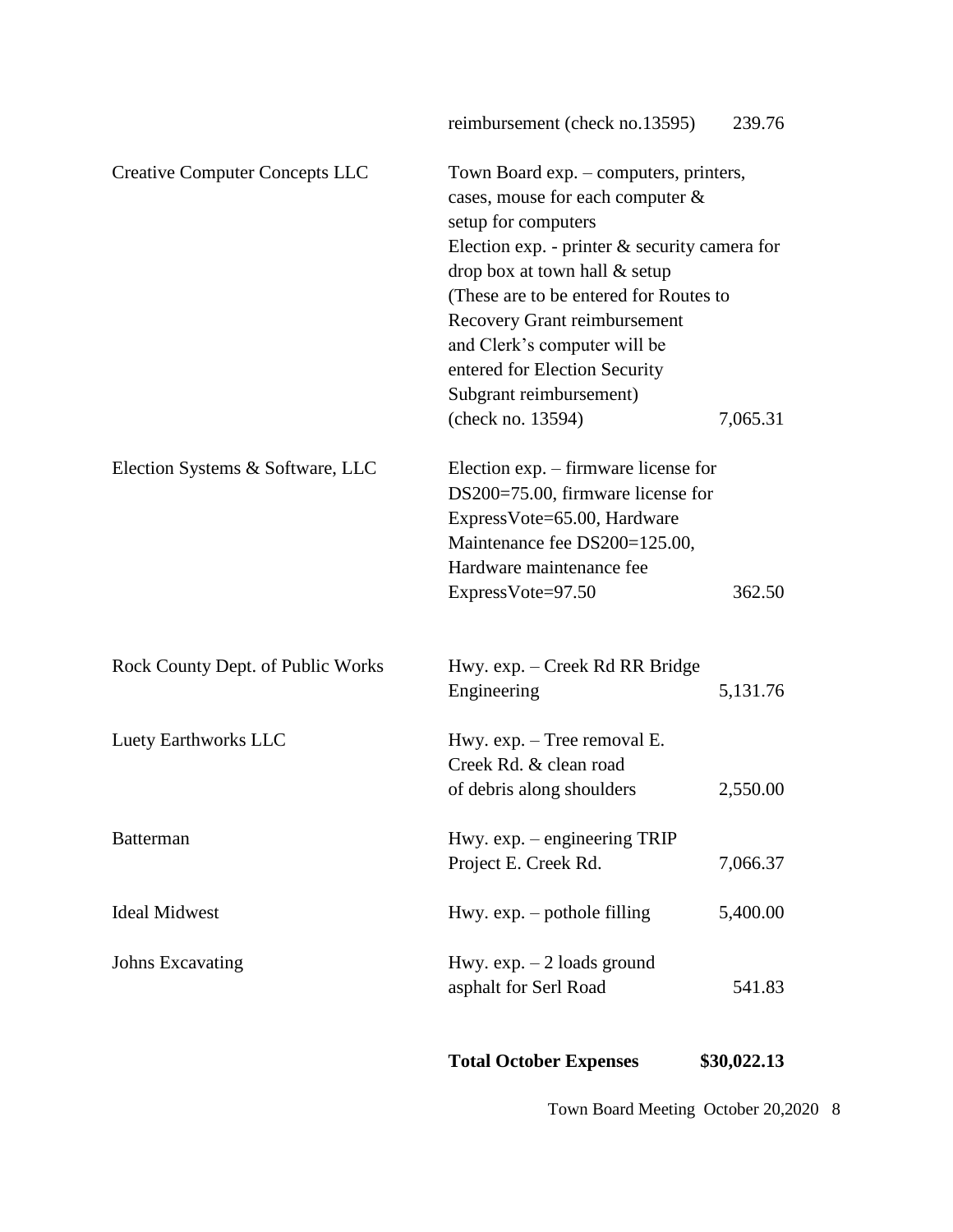| | | |
|---|---|---|
| | reimbursement (check no.13595) | 239.76 |
| Creative Computer Concepts LLC | Town Board exp. – computers, printers, cases, mouse for each computer & setup for computers Election exp. - printer & security camera for drop box at town hall & setup (These are to be entered for Routes to Recovery Grant reimbursement and Clerk's computer will be entered for Election Security Subgrant reimbursement) (check no. 13594) | 7,065.31 |
| Election Systems & Software, LLC | Election exp. – firmware license for DS200=75.00, firmware license for ExpressVote=65.00, Hardware Maintenance fee DS200=125.00, Hardware maintenance fee ExpressVote=97.50 | 362.50 |
| Rock County Dept. of Public Works | Hwy. exp. – Creek Rd RR Bridge Engineering | 5,131.76 |
| Luety Earthworks LLC | Hwy. exp. – Tree removal E. Creek Rd. & clean road of debris along shoulders | 2,550.00 |
| Batterman | Hwy. exp. – engineering TRIP Project E. Creek Rd. | 7,066.37 |
| Ideal Midwest | Hwy. exp. – pothole filling | 5,400.00 |
| Johns Excavating | Hwy. exp. – 2 loads ground asphalt for Serl Road | 541.83 |
| | **Total October Expenses** | **$30,022.13** |